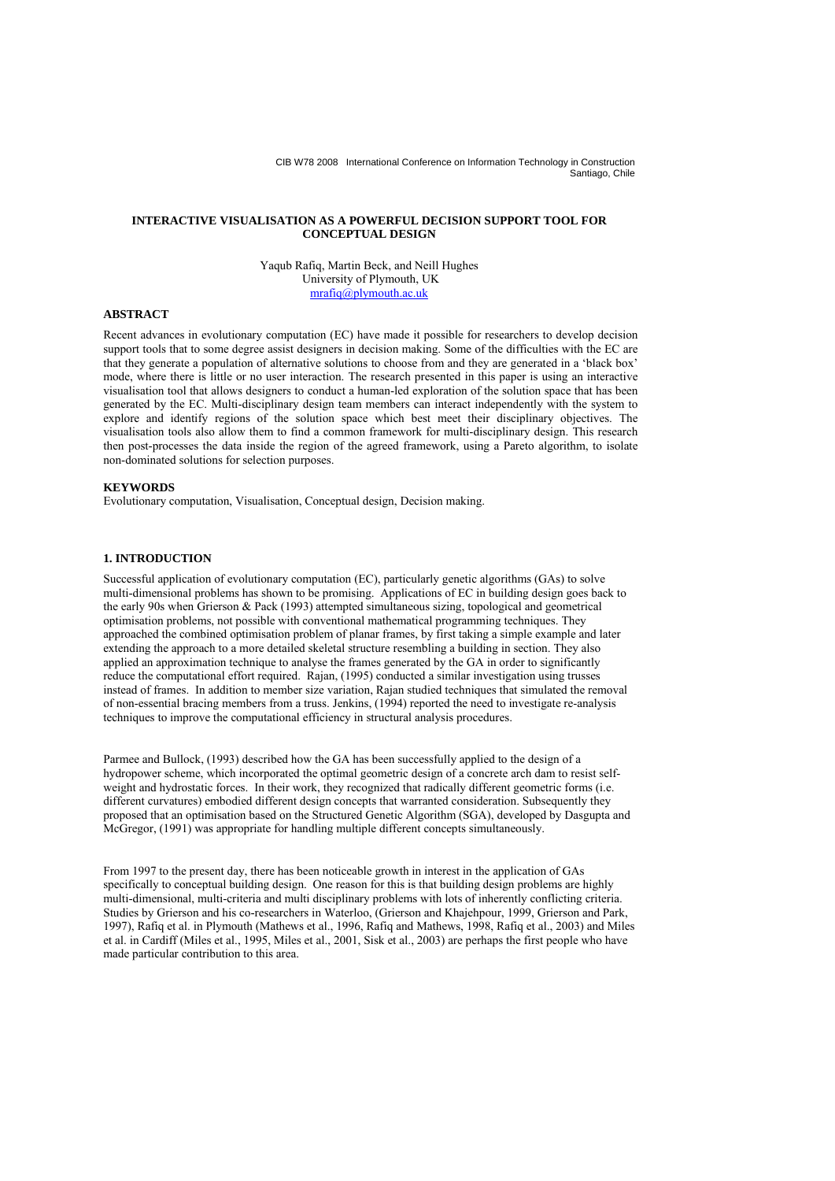# INTERACTIVE VISUALISATION AS A POWERFUL DECISION SUPPORT TOOL FOR CONCEPTUAL DESIGN

Yaqub Rafiq, Martin Beck, and Neill Hughes
University of Plymouth, UK
mrafiq@plymouth.ac.uk

## ABSTRACT

Recent advances in evolutionary computation (EC) have made it possible for researchers to develop decision support tools that to some degree assist designers in decision making. Some of the difficulties with the EC are that they generate a population of alternative solutions to choose from and they are generated in a 'black box' mode, where there is little or no user interaction. The research presented in this paper is using an interactive visualisation tool that allows designers to conduct a human-led exploration of the solution space that has been generated by the EC. Multi-disciplinary design team members can interact independently with the system to explore and identify regions of the solution space which best meet their disciplinary objectives. The visualisation tools also allow them to find a common framework for multi-disciplinary design. This research then post-processes the data inside the region of the agreed framework, using a Pareto algorithm, to isolate non-dominated solutions for selection purposes.

## KEYWORDS

Evolutionary computation, Visualisation, Conceptual design, Decision making.

## 1. INTRODUCTION

Successful application of evolutionary computation (EC), particularly genetic algorithms (GAs) to solve multi-dimensional problems has shown to be promising. Applications of EC in building design goes back to the early 90s when Grierson & Pack (1993) attempted simultaneous sizing, topological and geometrical optimisation problems, not possible with conventional mathematical programming techniques. They approached the combined optimisation problem of planar frames, by first taking a simple example and later extending the approach to a more detailed skeletal structure resembling a building in section. They also applied an approximation technique to analyse the frames generated by the GA in order to significantly reduce the computational effort required. Rajan, (1995) conducted a similar investigation using trusses instead of frames. In addition to member size variation, Rajan studied techniques that simulated the removal of non-essential bracing members from a truss. Jenkins, (1994) reported the need to investigate re-analysis techniques to improve the computational efficiency in structural analysis procedures.

Parmee and Bullock, (1993) described how the GA has been successfully applied to the design of a hydropower scheme, which incorporated the optimal geometric design of a concrete arch dam to resist self-weight and hydrostatic forces. In their work, they recognized that radically different geometric forms (i.e. different curvatures) embodied different design concepts that warranted consideration. Subsequently they proposed that an optimisation based on the Structured Genetic Algorithm (SGA), developed by Dasgupta and McGregor, (1991) was appropriate for handling multiple different concepts simultaneously.

From 1997 to the present day, there has been noticeable growth in interest in the application of GAs specifically to conceptual building design. One reason for this is that building design problems are highly multi-dimensional, multi-criteria and multi disciplinary problems with lots of inherently conflicting criteria. Studies by Grierson and his co-researchers in Waterloo, (Grierson and Khajehpour, 1999, Grierson and Park, 1997), Rafiq et al. in Plymouth (Mathews et al., 1996, Rafiq and Mathews, 1998, Rafiq et al., 2003) and Miles et al. in Cardiff (Miles et al., 1995, Miles et al., 2001, Sisk et al., 2003) are perhaps the first people who have made particular contribution to this area.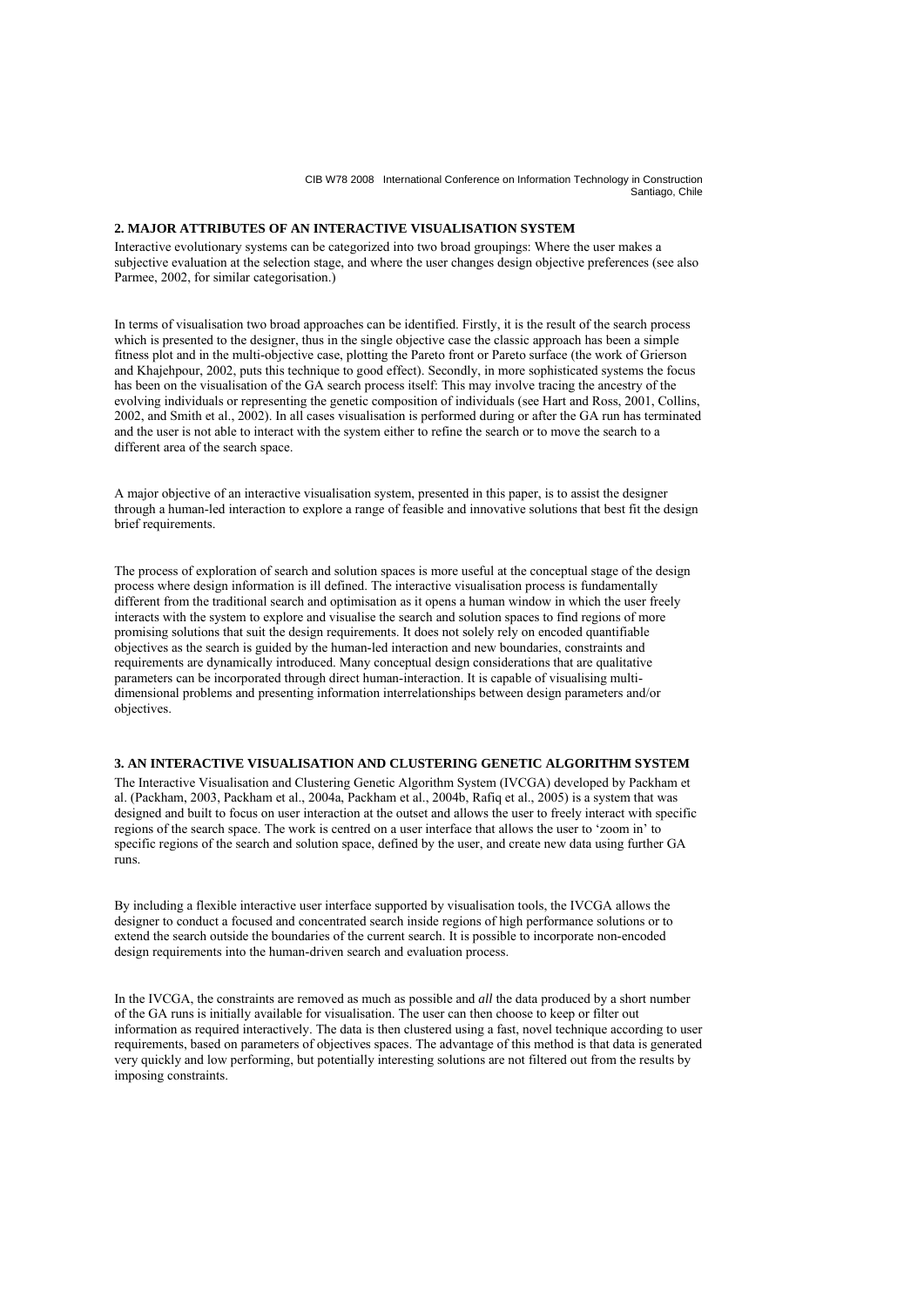## 2. MAJOR ATTRIBUTES OF AN INTERACTIVE VISUALISATION SYSTEM

Interactive evolutionary systems can be categorized into two broad groupings: Where the user makes a subjective evaluation at the selection stage, and where the user changes design objective preferences (see also Parmee, 2002, for similar categorisation.)

In terms of visualisation two broad approaches can be identified. Firstly, it is the result of the search process which is presented to the designer, thus in the single objective case the classic approach has been a simple fitness plot and in the multi-objective case, plotting the Pareto front or Pareto surface (the work of Grierson and Khajehpour, 2002, puts this technique to good effect). Secondly, in more sophisticated systems the focus has been on the visualisation of the GA search process itself: This may involve tracing the ancestry of the evolving individuals or representing the genetic composition of individuals (see Hart and Ross, 2001, Collins, 2002, and Smith et al., 2002). In all cases visualisation is performed during or after the GA run has terminated and the user is not able to interact with the system either to refine the search or to move the search to a different area of the search space.

A major objective of an interactive visualisation system, presented in this paper, is to assist the designer through a human-led interaction to explore a range of feasible and innovative solutions that best fit the design brief requirements.

The process of exploration of search and solution spaces is more useful at the conceptual stage of the design process where design information is ill defined. The interactive visualisation process is fundamentally different from the traditional search and optimisation as it opens a human window in which the user freely interacts with the system to explore and visualise the search and solution spaces to find regions of more promising solutions that suit the design requirements. It does not solely rely on encoded quantifiable objectives as the search is guided by the human-led interaction and new boundaries, constraints and requirements are dynamically introduced. Many conceptual design considerations that are qualitative parameters can be incorporated through direct human-interaction. It is capable of visualising multi-dimensional problems and presenting information interrelationships between design parameters and/or objectives.

## 3. AN INTERACTIVE VISUALISATION AND CLUSTERING GENETIC ALGORITHM SYSTEM

The Interactive Visualisation and Clustering Genetic Algorithm System (IVCGA) developed by Packham et al. (Packham, 2003, Packham et al., 2004a, Packham et al., 2004b, Rafiq et al., 2005) is a system that was designed and built to focus on user interaction at the outset and allows the user to freely interact with specific regions of the search space. The work is centred on a user interface that allows the user to 'zoom in' to specific regions of the search and solution space, defined by the user, and create new data using further GA runs.

By including a flexible interactive user interface supported by visualisation tools, the IVCGA allows the designer to conduct a focused and concentrated search inside regions of high performance solutions or to extend the search outside the boundaries of the current search. It is possible to incorporate non-encoded design requirements into the human-driven search and evaluation process.

In the IVCGA, the constraints are removed as much as possible and *all* the data produced by a short number of the GA runs is initially available for visualisation. The user can then choose to keep or filter out information as required interactively. The data is then clustered using a fast, novel technique according to user requirements, based on parameters of objectives spaces. The advantage of this method is that data is generated very quickly and low performing, but potentially interesting solutions are not filtered out from the results by imposing constraints.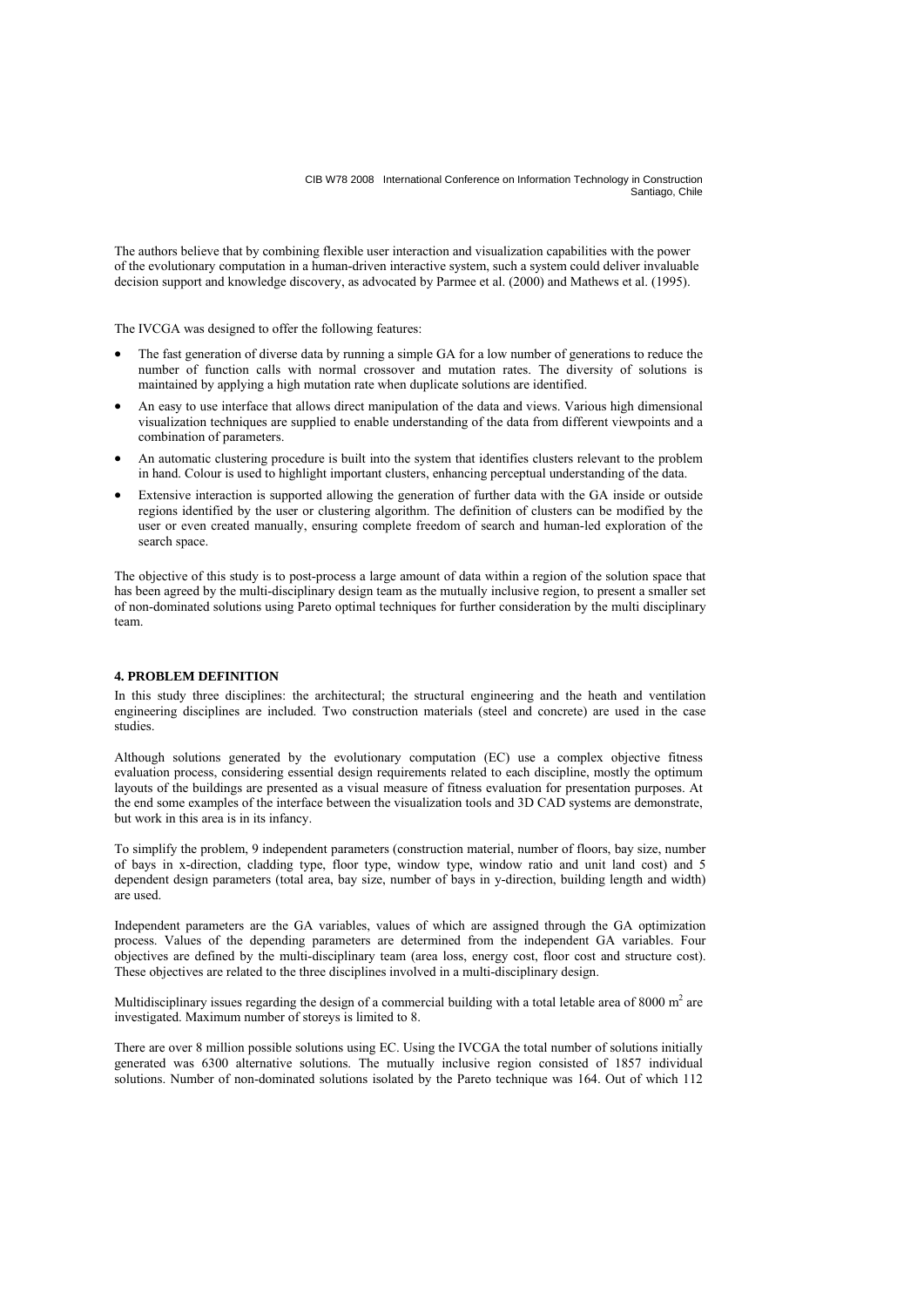The authors believe that by combining flexible user interaction and visualization capabilities with the power of the evolutionary computation in a human-driven interactive system, such a system could deliver invaluable decision support and knowledge discovery, as advocated by Parmee et al. (2000) and Mathews et al. (1995).

The IVCGA was designed to offer the following features:

- The fast generation of diverse data by running a simple GA for a low number of generations to reduce the number of function calls with normal crossover and mutation rates. The diversity of solutions is maintained by applying a high mutation rate when duplicate solutions are identified.
- An easy to use interface that allows direct manipulation of the data and views. Various high dimensional visualization techniques are supplied to enable understanding of the data from different viewpoints and a combination of parameters.
- An automatic clustering procedure is built into the system that identifies clusters relevant to the problem in hand. Colour is used to highlight important clusters, enhancing perceptual understanding of the data.
- Extensive interaction is supported allowing the generation of further data with the GA inside or outside regions identified by the user or clustering algorithm. The definition of clusters can be modified by the user or even created manually, ensuring complete freedom of search and human-led exploration of the search space.

The objective of this study is to post-process a large amount of data within a region of the solution space that has been agreed by the multi-disciplinary design team as the mutually inclusive region, to present a smaller set of non-dominated solutions using Pareto optimal techniques for further consideration by the multi disciplinary team.

## 4. PROBLEM DEFINITION

In this study three disciplines: the architectural; the structural engineering and the heath and ventilation engineering disciplines are included. Two construction materials (steel and concrete) are used in the case studies.

Although solutions generated by the evolutionary computation (EC) use a complex objective fitness evaluation process, considering essential design requirements related to each discipline, mostly the optimum layouts of the buildings are presented as a visual measure of fitness evaluation for presentation purposes. At the end some examples of the interface between the visualization tools and 3D CAD systems are demonstrate, but work in this area is in its infancy.

To simplify the problem, 9 independent parameters (construction material, number of floors, bay size, number of bays in x-direction, cladding type, floor type, window type, window ratio and unit land cost) and 5 dependent design parameters (total area, bay size, number of bays in y-direction, building length and width) are used.

Independent parameters are the GA variables, values of which are assigned through the GA optimization process. Values of the depending parameters are determined from the independent GA variables. Four objectives are defined by the multi-disciplinary team (area loss, energy cost, floor cost and structure cost). These objectives are related to the three disciplines involved in a multi-disciplinary design.

Multidisciplinary issues regarding the design of a commercial building with a total letable area of 8000 $m^2$ are investigated. Maximum number of storeys is limited to 8.

There are over 8 million possible solutions using EC. Using the IVCGA the total number of solutions initially generated was 6300 alternative solutions. The mutually inclusive region consisted of 1857 individual solutions. Number of non-dominated solutions isolated by the Pareto technique was 164. Out of which 112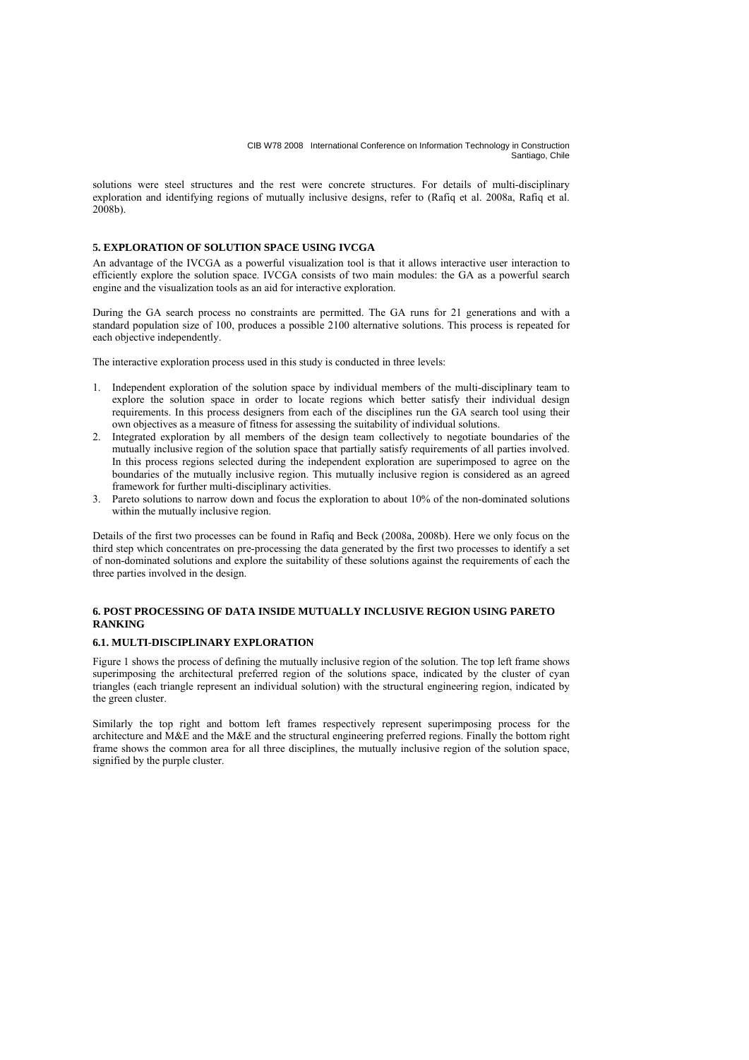solutions were steel structures and the rest were concrete structures. For details of multi-disciplinary exploration and identifying regions of mutually inclusive designs, refer to (Rafiq et al. 2008a, Rafiq et al. 2008b).

## 5. EXPLORATION OF SOLUTION SPACE USING IVCGA

An advantage of the IVCGA as a powerful visualization tool is that it allows interactive user interaction to efficiently explore the solution space. IVCGA consists of two main modules: the GA as a powerful search engine and the visualization tools as an aid for interactive exploration.

During the GA search process no constraints are permitted. The GA runs for 21 generations and with a standard population size of 100, produces a possible 2100 alternative solutions. This process is repeated for each objective independently.

The interactive exploration process used in this study is conducted in three levels:

1. Independent exploration of the solution space by individual members of the multi-disciplinary team to explore the solution space in order to locate regions which better satisfy their individual design requirements. In this process designers from each of the disciplines run the GA search tool using their own objectives as a measure of fitness for assessing the suitability of individual solutions.
2. Integrated exploration by all members of the design team collectively to negotiate boundaries of the mutually inclusive region of the solution space that partially satisfy requirements of all parties involved. In this process regions selected during the independent exploration are superimposed to agree on the boundaries of the mutually inclusive region. This mutually inclusive region is considered as an agreed framework for further multi-disciplinary activities.
3. Pareto solutions to narrow down and focus the exploration to about 10% of the non-dominated solutions within the mutually inclusive region.

Details of the first two processes can be found in Rafiq and Beck (2008a, 2008b). Here we only focus on the third step which concentrates on pre-processing the data generated by the first two processes to identify a set of non-dominated solutions and explore the suitability of these solutions against the requirements of each the three parties involved in the design.

## 6. POST PROCESSING OF DATA INSIDE MUTUALLY INCLUSIVE REGION USING PARETO RANKING

### 6.1. MULTI-DISCIPLINARY EXPLORATION

Figure 1 shows the process of defining the mutually inclusive region of the solution. The top left frame shows superimposing the architectural preferred region of the solutions space, indicated by the cluster of cyan triangles (each triangle represent an individual solution) with the structural engineering region, indicated by the green cluster.

Similarly the top right and bottom left frames respectively represent superimposing process for the architecture and M&E and the M&E and the structural engineering preferred regions. Finally the bottom right frame shows the common area for all three disciplines, the mutually inclusive region of the solution space, signified by the purple cluster.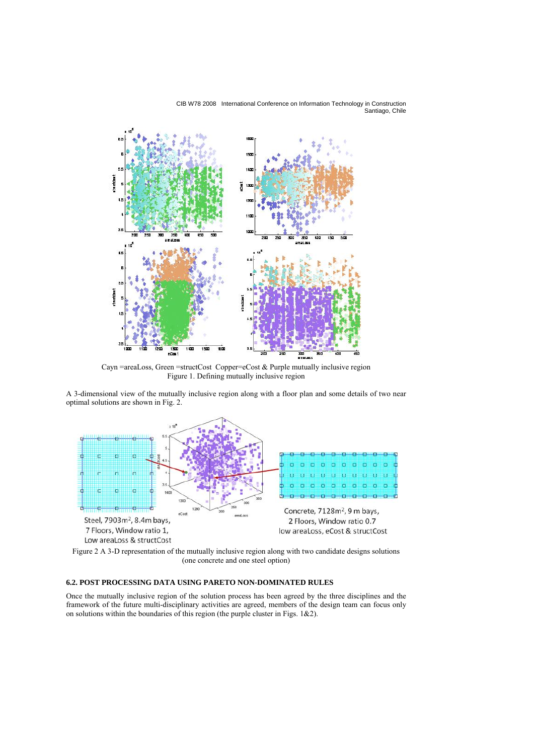Cayn =areaLoss, Green =structCost Copper=eCost & Purple mutually inclusive region

Figure 1. Defining mutually inclusive region

A 3-dimensional view of the mutually inclusive region along with a floor plan and some details of two near optimal solutions are shown in Fig. 2.

Steel, 7903m², 8.4m bays, 7 Floors, Window ratio 1, Low areaLoss & structCost

Concrete, 7128m², 9 m bays, 2 Floors, Window ratio 0.7 low areaLoss, eCost & structCost

Figure 2 A 3-D representation of the mutually inclusive region along with two candidate designs solutions (one concrete and one steel option)

### 6.2. POST PROCESSING DATA USING PARETO NON-DOMINATED RULES

Once the mutually inclusive region of the solution process has been agreed by the three disciplines and the framework of the future multi-disciplinary activities are agreed, members of the design team can focus only on solutions within the boundaries of this region (the purple cluster in Figs. 1&2).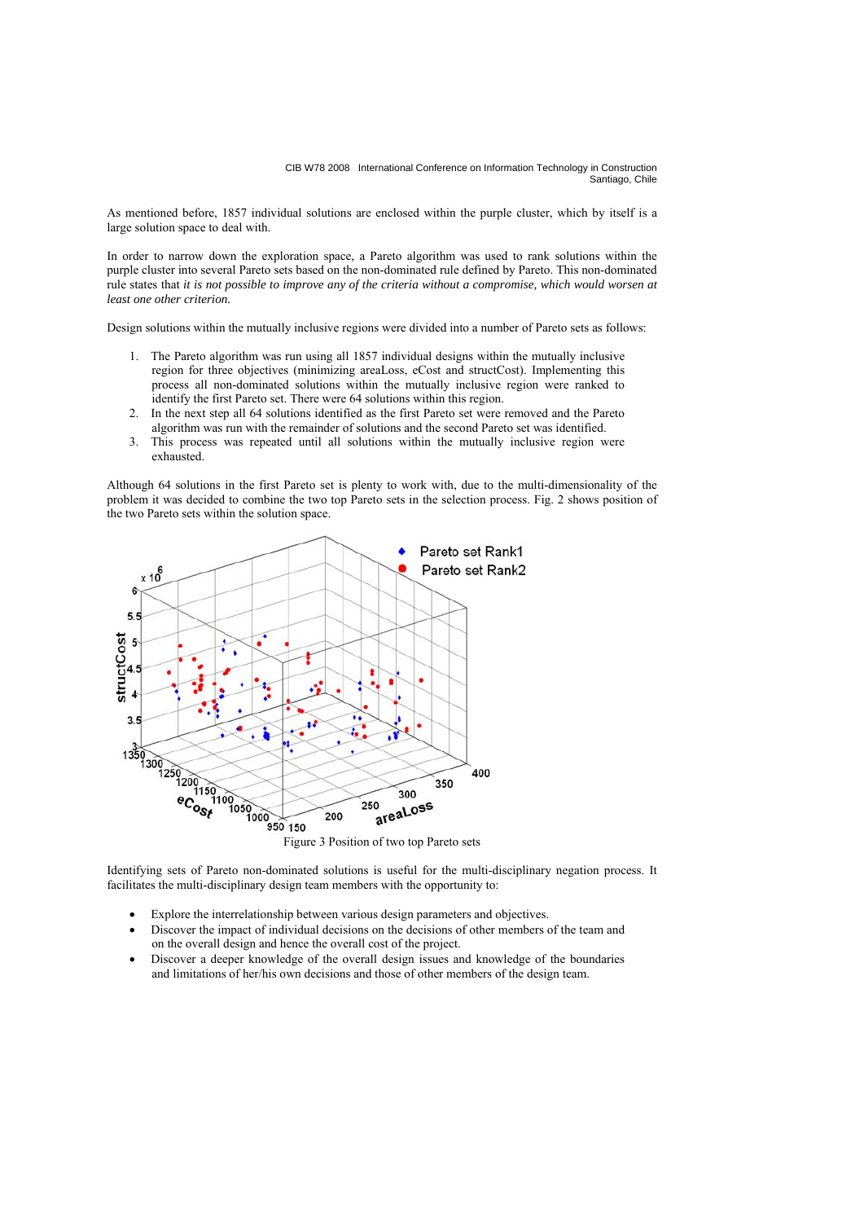As mentioned before, 1857 individual solutions are enclosed within the purple cluster, which by itself is a large solution space to deal with.

In order to narrow down the exploration space, a Pareto algorithm was used to rank solutions within the purple cluster into several Pareto sets based on the non-dominated rule defined by Pareto. This non-dominated rule states that *it is not possible to improve any of the criteria without a compromise, which would worsen at least one other criterion.*

Design solutions within the mutually inclusive regions were divided into a number of Pareto sets as follows:

1. The Pareto algorithm was run using all 1857 individual designs within the mutually inclusive region for three objectives (minimizing areaLoss, eCost and structCost). Implementing this process all non-dominated solutions within the mutually inclusive region were ranked to identify the first Pareto set. There were 64 solutions within this region.
2. In the next step all 64 solutions identified as the first Pareto set were removed and the Pareto algorithm was run with the remainder of solutions and the second Pareto set was identified.
3. This process was repeated until all solutions within the mutually inclusive region were exhausted.

Although 64 solutions in the first Pareto set is plenty to work with, due to the multi-dimensionality of the problem it was decided to combine the two top Pareto sets in the selection process. Fig. 2 shows position of the two Pareto sets within the solution space.

Figure 3 Position of two top Pareto sets

Identifying sets of Pareto non-dominated solutions is useful for the multi-disciplinary negation process. It facilitates the multi-disciplinary design team members with the opportunity to:

- Explore the interrelationship between various design parameters and objectives.
- Discover the impact of individual decisions on the decisions of other members of the team and on the overall design and hence the overall cost of the project.
- Discover a deeper knowledge of the overall design issues and knowledge of the boundaries and limitations of her/his own decisions and those of other members of the design team.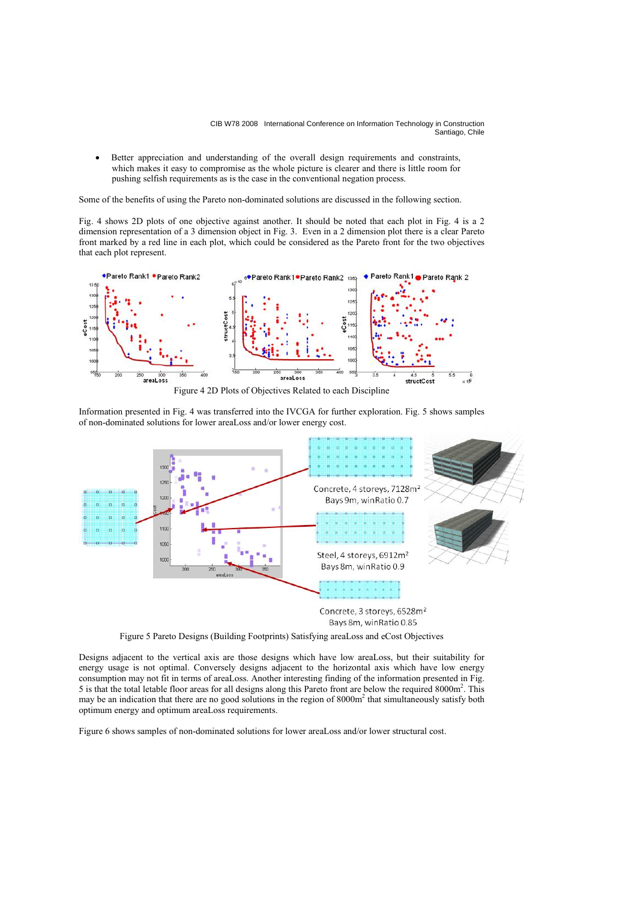- Better appreciation and understanding of the overall design requirements and constraints, which makes it easy to compromise as the whole picture is clearer and there is little room for pushing selfish requirements as is the case in the conventional negation process.

Some of the benefits of using the Pareto non-dominated solutions are discussed in the following section.

Fig. 4 shows 2D plots of one objective against another. It should be noted that each plot in Fig. 4 is a 2 dimension representation of a 3 dimension object in Fig. 3. Even in a 2 dimension plot there is a clear Pareto front marked by a red line in each plot, which could be considered as the Pareto front for the two objectives that each plot represent.

Figure 4 2D Plots of Objectives Related to each Discipline

Information presented in Fig. 4 was transferred into the IVCGA for further exploration. Fig. 5 shows samples of non-dominated solutions for lower areaLoss and/or lower energy cost.

Figure 5 Pareto Designs (Building Footprints) Satisfying areaLoss and eCost Objectives

Designs adjacent to the vertical axis are those designs which have low areaLoss, but their suitability for energy usage is not optimal. Conversely designs adjacent to the horizontal axis which have low energy consumption may not fit in terms of areaLoss. Another interesting finding of the information presented in Fig. 5 is that the total letable floor areas for all designs along this Pareto front are below the required 8000m$^2$. This may be an indication that there are no good solutions in the region of 8000m$^2$ that simultaneously satisfy both optimum energy and optimum areaLoss requirements.

Figure 6 shows samples of non-dominated solutions for lower areaLoss and/or lower structural cost.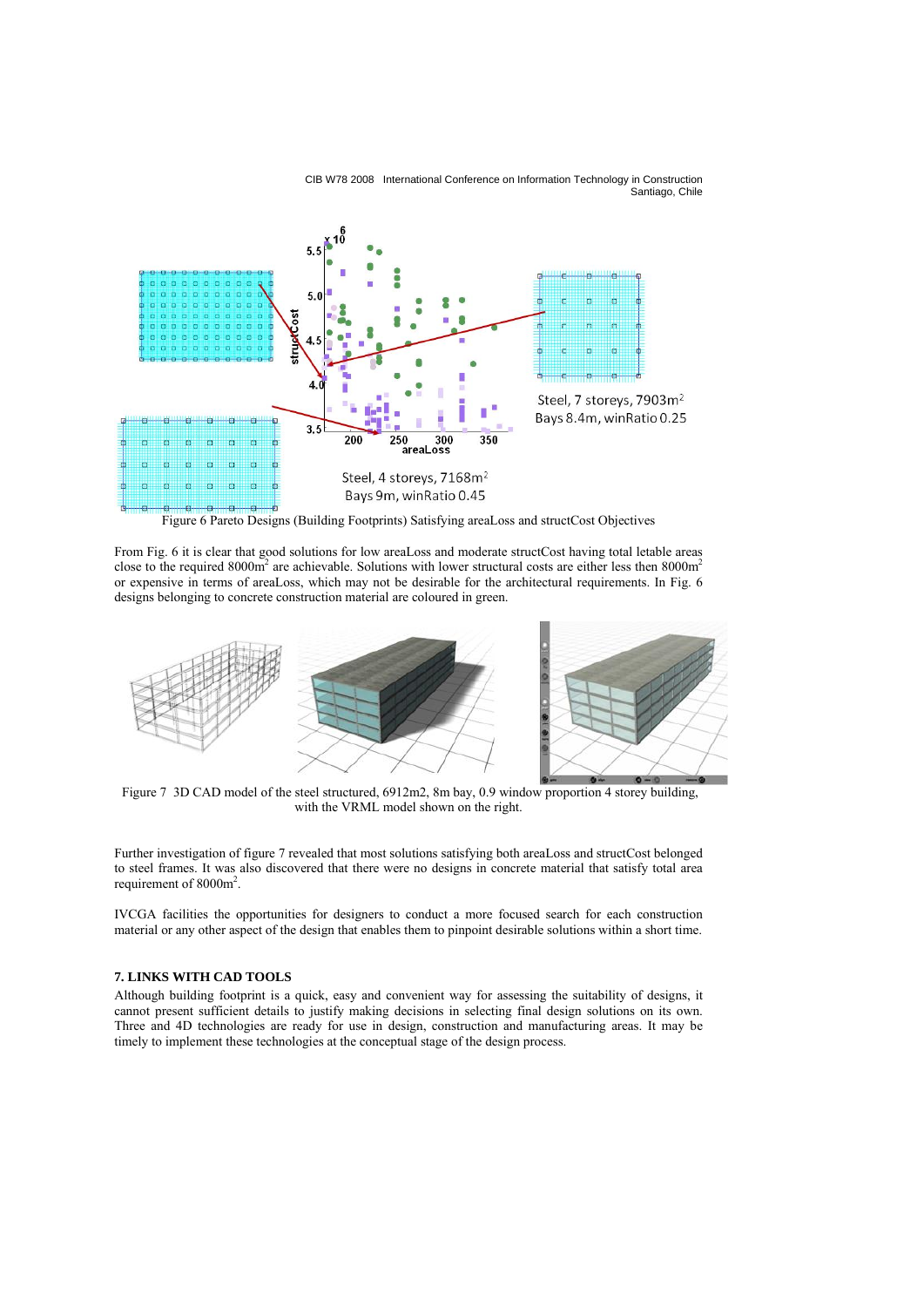Steel, 7 storeys, 7903m²
Bays 8.4m, winRatio 0.25

Steel, 4 storeys, 7168m²
Bays 9m, winRatio 0.45

Figure 6 Pareto Designs (Building Footprints) Satisfying areaLoss and structCost Objectives

From Fig. 6 it is clear that good solutions for low areaLoss and moderate structCost having total letable areas close to the required 8000m$^2$ are achievable. Solutions with lower structural costs are either less then 8000m$^2$ or expensive in terms of areaLoss, which may not be desirable for the architectural requirements. In Fig. 6 designs belonging to concrete construction material are coloured in green.

Figure 7 3D CAD model of the steel structured, 6912m2, 8m bay, 0.9 window proportion 4 storey building, with the VRML model shown on the right.

Further investigation of figure 7 revealed that most solutions satisfying both areaLoss and structCost belonged to steel frames. It was also discovered that there were no designs in concrete material that satisfy total area requirement of 8000m$^2$.

IVCGA facilities the opportunities for designers to conduct a more focused search for each construction material or any other aspect of the design that enables them to pinpoint desirable solutions within a short time.

## 7. LINKS WITH CAD TOOLS

Although building footprint is a quick, easy and convenient way for assessing the suitability of designs, it cannot present sufficient details to justify making decisions in selecting final design solutions on its own. Three and 4D technologies are ready for use in design, construction and manufacturing areas. It may be timely to implement these technologies at the conceptual stage of the design process.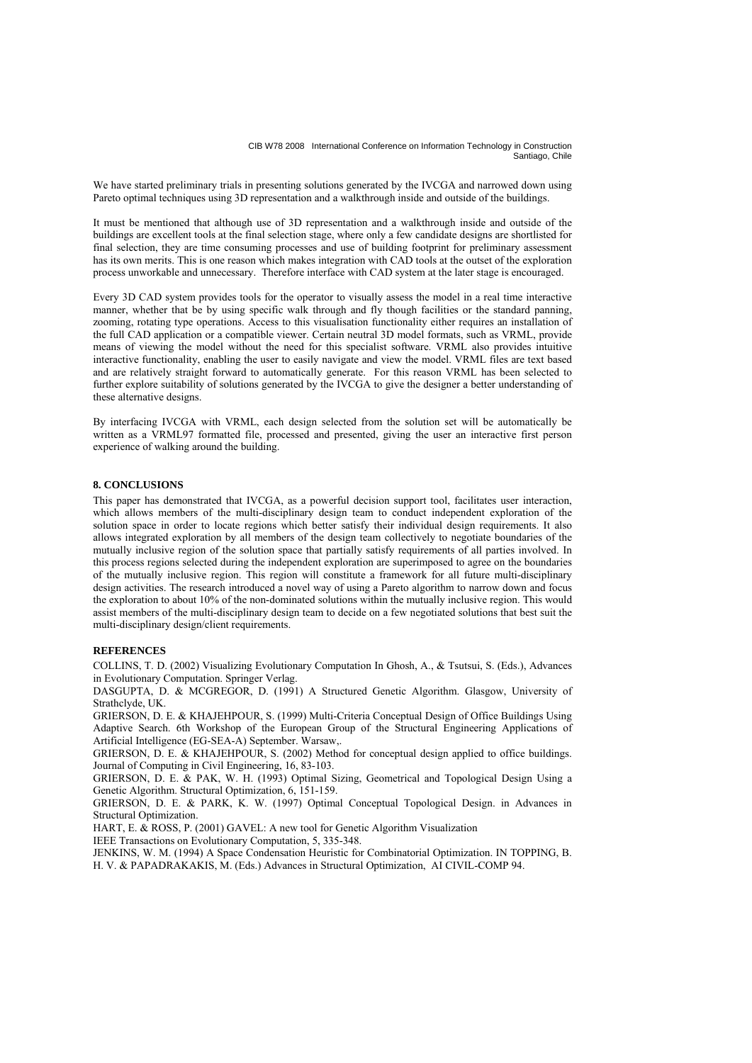We have started preliminary trials in presenting solutions generated by the IVCGA and narrowed down using Pareto optimal techniques using 3D representation and a walkthrough inside and outside of the buildings.

It must be mentioned that although use of 3D representation and a walkthrough inside and outside of the buildings are excellent tools at the final selection stage, where only a few candidate designs are shortlisted for final selection, they are time consuming processes and use of building footprint for preliminary assessment has its own merits. This is one reason which makes integration with CAD tools at the outset of the exploration process unworkable and unnecessary. Therefore interface with CAD system at the later stage is encouraged.

Every 3D CAD system provides tools for the operator to visually assess the model in a real time interactive manner, whether that be by using specific walk through and fly though facilities or the standard panning, zooming, rotating type operations. Access to this visualisation functionality either requires an installation of the full CAD application or a compatible viewer. Certain neutral 3D model formats, such as VRML, provide means of viewing the model without the need for this specialist software. VRML also provides intuitive interactive functionality, enabling the user to easily navigate and view the model. VRML files are text based and are relatively straight forward to automatically generate. For this reason VRML has been selected to further explore suitability of solutions generated by the IVCGA to give the designer a better understanding of these alternative designs.

By interfacing IVCGA with VRML, each design selected from the solution set will be automatically be written as a VRML97 formatted file, processed and presented, giving the user an interactive first person experience of walking around the building.

## 8. CONCLUSIONS

This paper has demonstrated that IVCGA, as a powerful decision support tool, facilitates user interaction, which allows members of the multi-disciplinary design team to conduct independent exploration of the solution space in order to locate regions which better satisfy their individual design requirements. It also allows integrated exploration by all members of the design team collectively to negotiate boundaries of the mutually inclusive region of the solution space that partially satisfy requirements of all parties involved. In this process regions selected during the independent exploration are superimposed to agree on the boundaries of the mutually inclusive region. This region will constitute a framework for all future multi-disciplinary design activities. The research introduced a novel way of using a Pareto algorithm to narrow down and focus the exploration to about 10% of the non-dominated solutions within the mutually inclusive region. This would assist members of the multi-disciplinary design team to decide on a few negotiated solutions that best suit the multi-disciplinary design/client requirements.

## REFERENCES

COLLINS, T. D. (2002) Visualizing Evolutionary Computation In Ghosh, A., & Tsutsui, S. (Eds.), Advances in Evolutionary Computation. Springer Verlag.

DASGUPTA, D. & MCGREGOR, D. (1991) A Structured Genetic Algorithm. Glasgow, University of Strathclyde, UK.

GRIERSON, D. E. & KHAJEHPOUR, S. (1999) Multi-Criteria Conceptual Design of Office Buildings Using Adaptive Search. 6th Workshop of the European Group of the Structural Engineering Applications of Artificial Intelligence (EG-SEA-A) September. Warsaw,.

GRIERSON, D. E. & KHAJEHPOUR, S. (2002) Method for conceptual design applied to office buildings. Journal of Computing in Civil Engineering, 16, 83-103.

GRIERSON, D. E. & PAK, W. H. (1993) Optimal Sizing, Geometrical and Topological Design Using a Genetic Algorithm. Structural Optimization, 6, 151-159.

GRIERSON, D. E. & PARK, K. W. (1997) Optimal Conceptual Topological Design. in Advances in Structural Optimization.

HART, E. & ROSS, P. (2001) GAVEL: A new tool for Genetic Algorithm Visualization IEEE Transactions on Evolutionary Computation, 5, 335-348.

JENKINS, W. M. (1994) A Space Condensation Heuristic for Combinatorial Optimization. IN TOPPING, B. H. V. & PAPADRAKAKIS, M. (Eds.) Advances in Structural Optimization, AI CIVIL-COMP 94.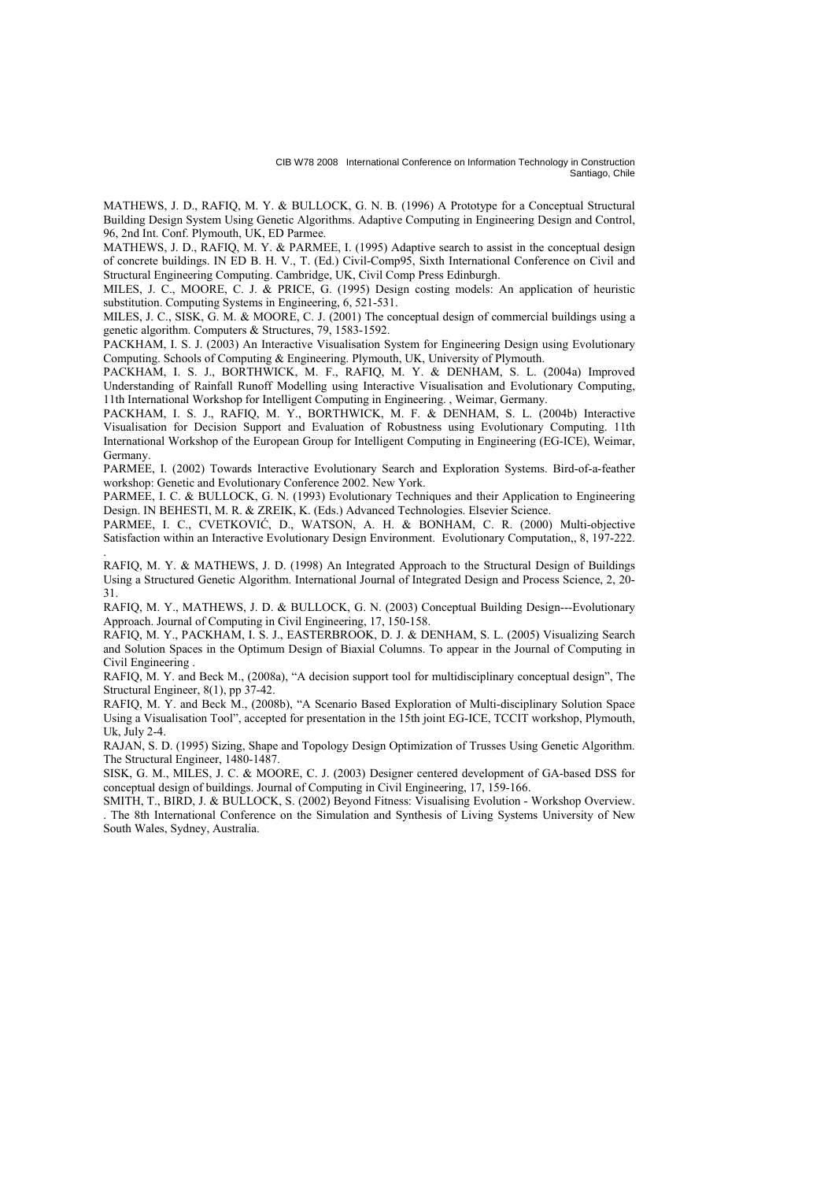MATHEWS, J. D., RAFIQ, M. Y. & BULLOCK, G. N. B. (1996) A Prototype for a Conceptual Structural Building Design System Using Genetic Algorithms. Adaptive Computing in Engineering Design and Control, 96, 2nd Int. Conf. Plymouth, UK, ED Parmee.

MATHEWS, J. D., RAFIQ, M. Y. & PARMEE, I. (1995) Adaptive search to assist in the conceptual design of concrete buildings. IN ED B. H. V., T. (Ed.) Civil-Comp95, Sixth International Conference on Civil and Structural Engineering Computing. Cambridge, UK, Civil Comp Press Edinburgh.

MILES, J. C., MOORE, C. J. & PRICE, G. (1995) Design costing models: An application of heuristic substitution. Computing Systems in Engineering, 6, 521-531.

MILES, J. C., SISK, G. M. & MOORE, C. J. (2001) The conceptual design of commercial buildings using a genetic algorithm. Computers & Structures, 79, 1583-1592.

PACKHAM, I. S. J. (2003) An Interactive Visualisation System for Engineering Design using Evolutionary Computing. Schools of Computing & Engineering. Plymouth, UK, University of Plymouth.

PACKHAM, I. S. J., BORTHWICK, M. F., RAFIQ, M. Y. & DENHAM, S. L. (2004a) Improved Understanding of Rainfall Runoff Modelling using Interactive Visualisation and Evolutionary Computing, 11th International Workshop for Intelligent Computing in Engineering. , Weimar, Germany.

PACKHAM, I. S. J., RAFIQ, M. Y., BORTHWICK, M. F. & DENHAM, S. L. (2004b) Interactive Visualisation for Decision Support and Evaluation of Robustness using Evolutionary Computing. 11th International Workshop of the European Group for Intelligent Computing in Engineering (EG-ICE), Weimar, Germany.

PARMEE, I. (2002) Towards Interactive Evolutionary Search and Exploration Systems. Bird-of-a-feather workshop: Genetic and Evolutionary Conference 2002. New York.

PARMEE, I. C. & BULLOCK, G. N. (1993) Evolutionary Techniques and their Application to Engineering Design. IN BEHESTI, M. R. & ZREIK, K. (Eds.) Advanced Technologies. Elsevier Science.

PARMEE, I. C., CVETKOVIĆ, D., WATSON, A. H. & BONHAM, C. R. (2000) Multi-objective Satisfaction within an Interactive Evolutionary Design Environment. Evolutionary Computation,, 8, 197-222.
.

RAFIQ, M. Y. & MATHEWS, J. D. (1998) An Integrated Approach to the Structural Design of Buildings Using a Structured Genetic Algorithm. International Journal of Integrated Design and Process Science, 2, 20-31.

RAFIQ, M. Y., MATHEWS, J. D. & BULLOCK, G. N. (2003) Conceptual Building Design---Evolutionary Approach. Journal of Computing in Civil Engineering, 17, 150-158.

RAFIQ, M. Y., PACKHAM, I. S. J., EASTERBROOK, D. J. & DENHAM, S. L. (2005) Visualizing Search and Solution Spaces in the Optimum Design of Biaxial Columns. To appear in the Journal of Computing in Civil Engineering .

RAFIQ, M. Y. and Beck M., (2008a), "A decision support tool for multidisciplinary conceptual design", The Structural Engineer, 8(1), pp 37-42.

RAFIQ, M. Y. and Beck M., (2008b), "A Scenario Based Exploration of Multi-disciplinary Solution Space Using a Visualisation Tool", accepted for presentation in the 15th joint EG-ICE, TCCIT workshop, Plymouth, Uk, July 2-4.

RAJAN, S. D. (1995) Sizing, Shape and Topology Design Optimization of Trusses Using Genetic Algorithm. The Structural Engineer, 1480-1487.

SISK, G. M., MILES, J. C. & MOORE, C. J. (2003) Designer centered development of GA-based DSS for conceptual design of buildings. Journal of Computing in Civil Engineering, 17, 159-166.

SMITH, T., BIRD, J. & BULLOCK, S. (2002) Beyond Fitness: Visualising Evolution - Workshop Overview. . The 8th International Conference on the Simulation and Synthesis of Living Systems University of New South Wales, Sydney, Australia.